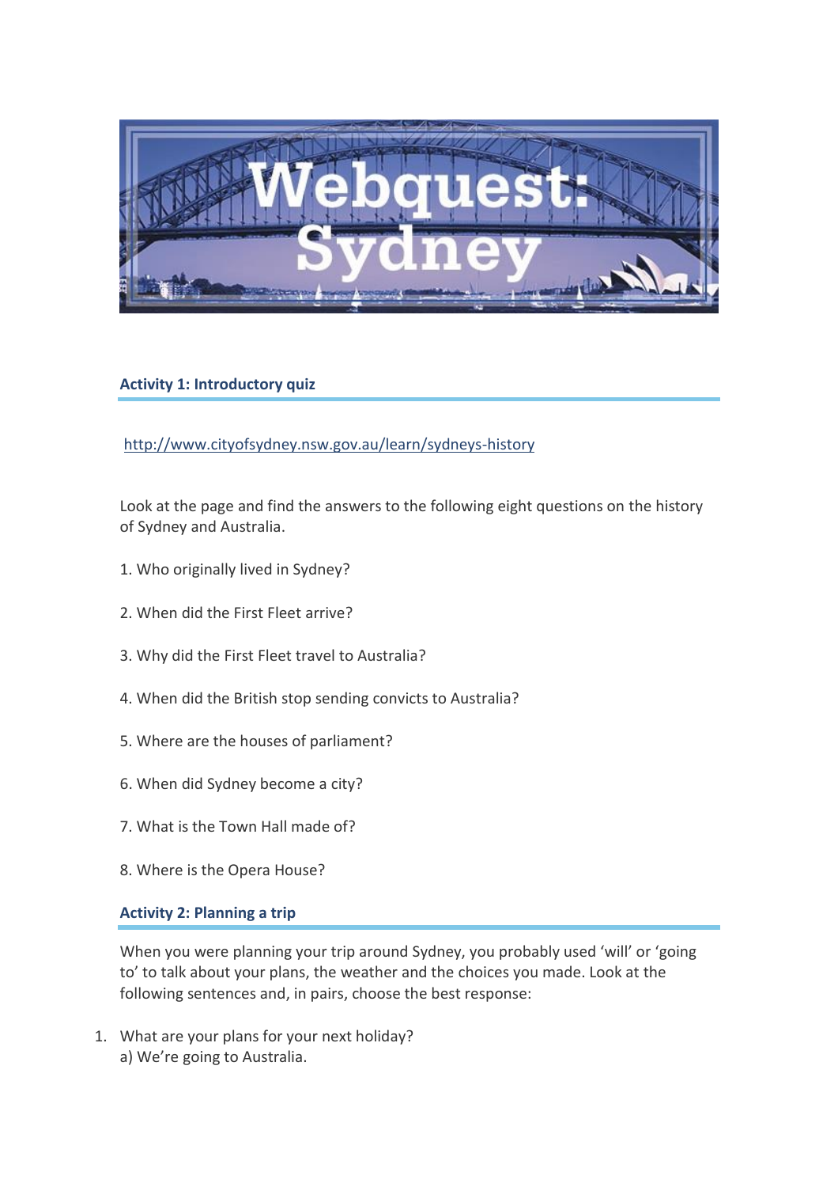# Webquest: Sydney

## Activity 1: Introductory quiz

http://www.cityofsydney.nsw.gov.au/learn/sydneys-history

Look at the page and find the answers to the following eight questions on the history of Sydney and Australia.

1. Who originally lived in Sydney?

2. When did the First Fleet arrive?

3. Why did the First Fleet travel to Australia?

4. When did the British stop sending convicts to Australia?

5. Where are the houses of parliament?

6. When did Sydney become a city?

7. What is the Town Hall made of?

8. Where is the Opera House?

## Activity 2: Planning a trip

When you were planning your trip around Sydney, you probably used 'will' or 'going to' to talk about your plans, the weather and the choices you made. Look at the following sentences and, in pairs, choose the best response:

1. What are your plans for your next holiday?
   a) We're going to Australia.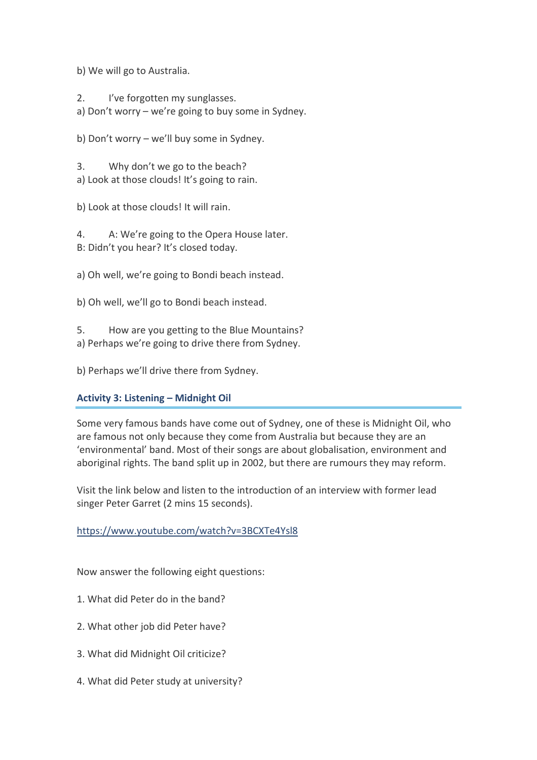b) We will go to Australia.

2. I've forgotten my sunglasses.
a) Don't worry – we're going to buy some in Sydney.

b) Don't worry – we'll buy some in Sydney.

3. Why don't we go to the beach?
a) Look at those clouds! It's going to rain.

b) Look at those clouds! It will rain.

4. A: We're going to the Opera House later.
B: Didn't you hear? It's closed today.

a) Oh well, we're going to Bondi beach instead.

b) Oh well, we'll go to Bondi beach instead.

5. How are you getting to the Blue Mountains?
a) Perhaps we're going to drive there from Sydney.

b) Perhaps we'll drive there from Sydney.

### Activity 3: Listening – Midnight Oil

Some very famous bands have come out of Sydney, one of these is Midnight Oil, who are famous not only because they come from Australia but because they are an 'environmental' band. Most of their songs are about globalisation, environment and aboriginal rights. The band split up in 2002, but there are rumours they may reform.

Visit the link below and listen to the introduction of an interview with former lead singer Peter Garret (2 mins 15 seconds).

https://www.youtube.com/watch?v=3BCXTe4Ysl8

Now answer the following eight questions:

1. What did Peter do in the band?

2. What other job did Peter have?

3. What did Midnight Oil criticize?

4. What did Peter study at university?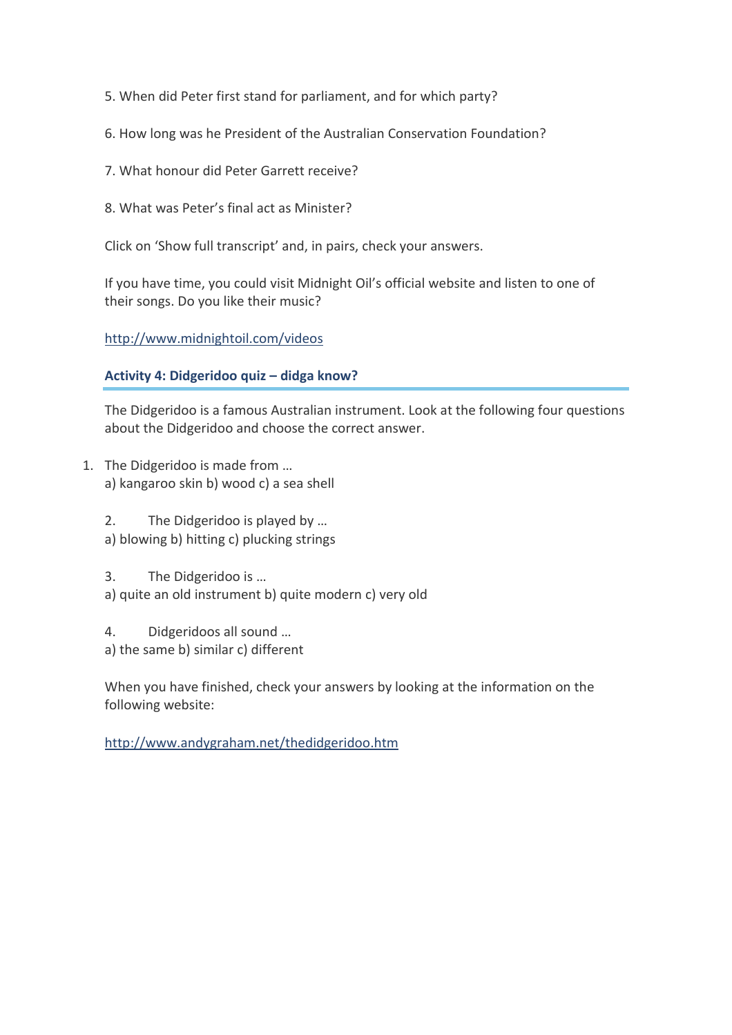5. When did Peter first stand for parliament, and for which party?

6. How long was he President of the Australian Conservation Foundation?

7. What honour did Peter Garrett receive?

8. What was Peter's final act as Minister?

Click on 'Show full transcript' and, in pairs, check your answers.

If you have time, you could visit Midnight Oil's official website and listen to one of their songs. Do you like their music?

http://www.midnightoil.com/videos

### Activity 4: Didgeridoo quiz – didga know?

The Didgeridoo is a famous Australian instrument. Look at the following four questions about the Didgeridoo and choose the correct answer.

1. The Didgeridoo is made from …  
   a) kangaroo skin b) wood c) a sea shell

2. The Didgeridoo is played by …  
   a) blowing b) hitting c) plucking strings

3. The Didgeridoo is …  
   a) quite an old instrument b) quite modern c) very old

4. Didgeridoos all sound …  
   a) the same b) similar c) different

When you have finished, check your answers by looking at the information on the following website:

http://www.andygraham.net/thedidgeridoo.htm